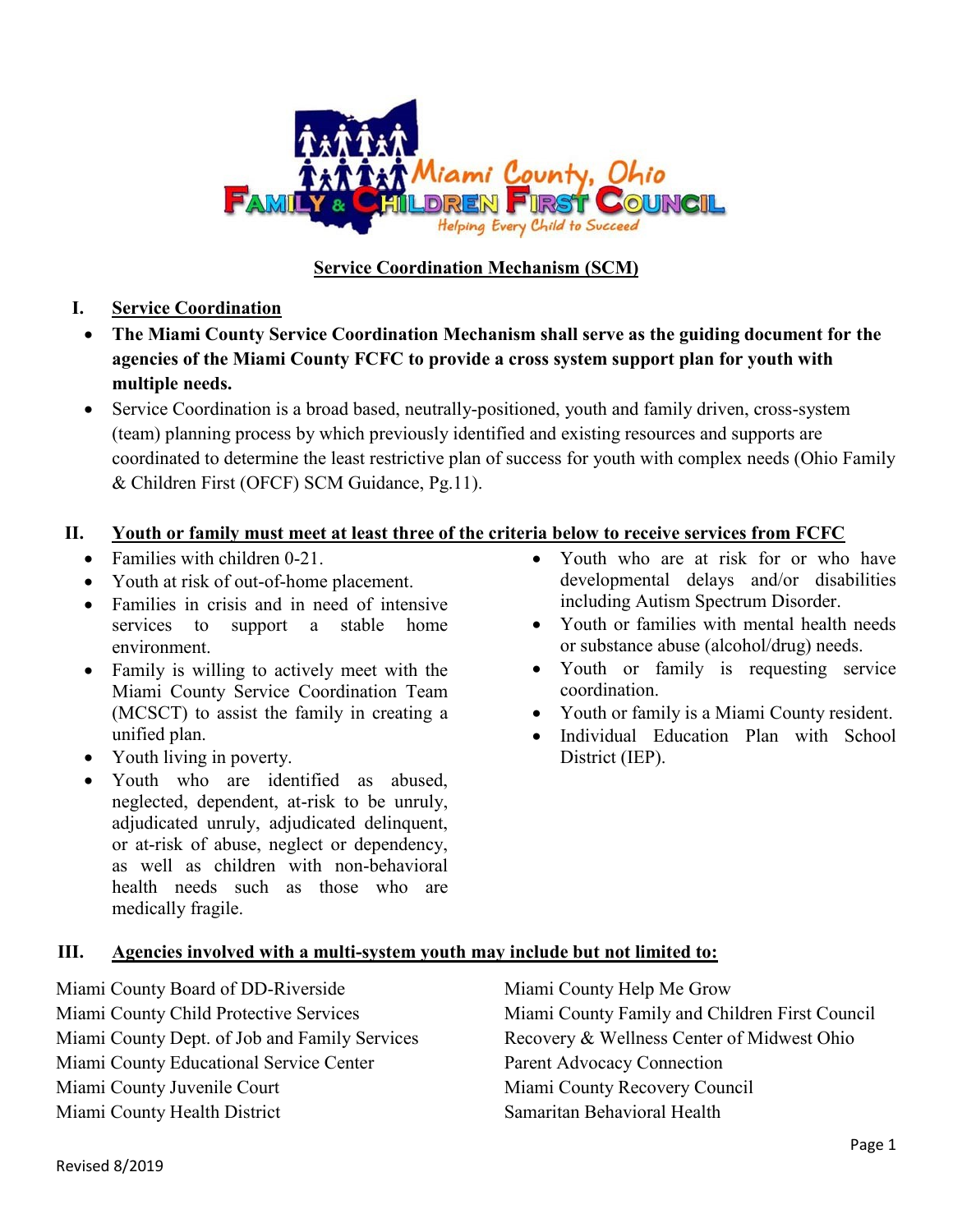Miami County, Ohio

FAMILY & CHILDREN FIRST COUNCIL

Helping Every Child to Succeed

# Service Coordination Mechanism (SCM)

## I. Service Coordination

- **The Miami County Service Coordination Mechanism shall serve as the guiding document for the agencies of the Miami County FCFC to provide a cross system support plan for youth with multiple needs.**
- Service Coordination is a broad based, neutrally-positioned, youth and family driven, cross-system (team) planning process by which previously identified and existing resources and supports are coordinated to determine the least restrictive plan of success for youth with complex needs (Ohio Family & Children First (OFCF) SCM Guidance, Pg.11).

## II. Youth or family must meet at least three of the criteria below to receive services from FCFC

- Families with children 0-21.
- Youth at risk of out-of-home placement.
- Families in crisis and in need of intensive services to support a stable home environment.
- Family is willing to actively meet with the Miami County Service Coordination Team (MCSCT) to assist the family in creating a unified plan.
- Youth living in poverty.
- Youth who are identified as abused, neglected, dependent, at-risk to be unruly, adjudicated unruly, adjudicated delinquent, or at-risk of abuse, neglect or dependency, as well as children with non-behavioral health needs such as those who are medically fragile.
- Youth who are at risk for or who have developmental delays and/or disabilities including Autism Spectrum Disorder.
- Youth or families with mental health needs or substance abuse (alcohol/drug) needs.
- Youth or family is requesting service coordination.
- Youth or family is a Miami County resident.
- Individual Education Plan with School District (IEP).

## III. Agencies involved with a multi-system youth may include but not limited to:

Miami County Board of DD-Riverside
Miami County Child Protective Services
Miami County Dept. of Job and Family Services
Miami County Educational Service Center
Miami County Juvenile Court
Miami County Health District
Miami County Help Me Grow
Miami County Family and Children First Council
Recovery & Wellness Center of Midwest Ohio
Parent Advocacy Connection
Miami County Recovery Council
Samaritan Behavioral Health

Revised 8/2019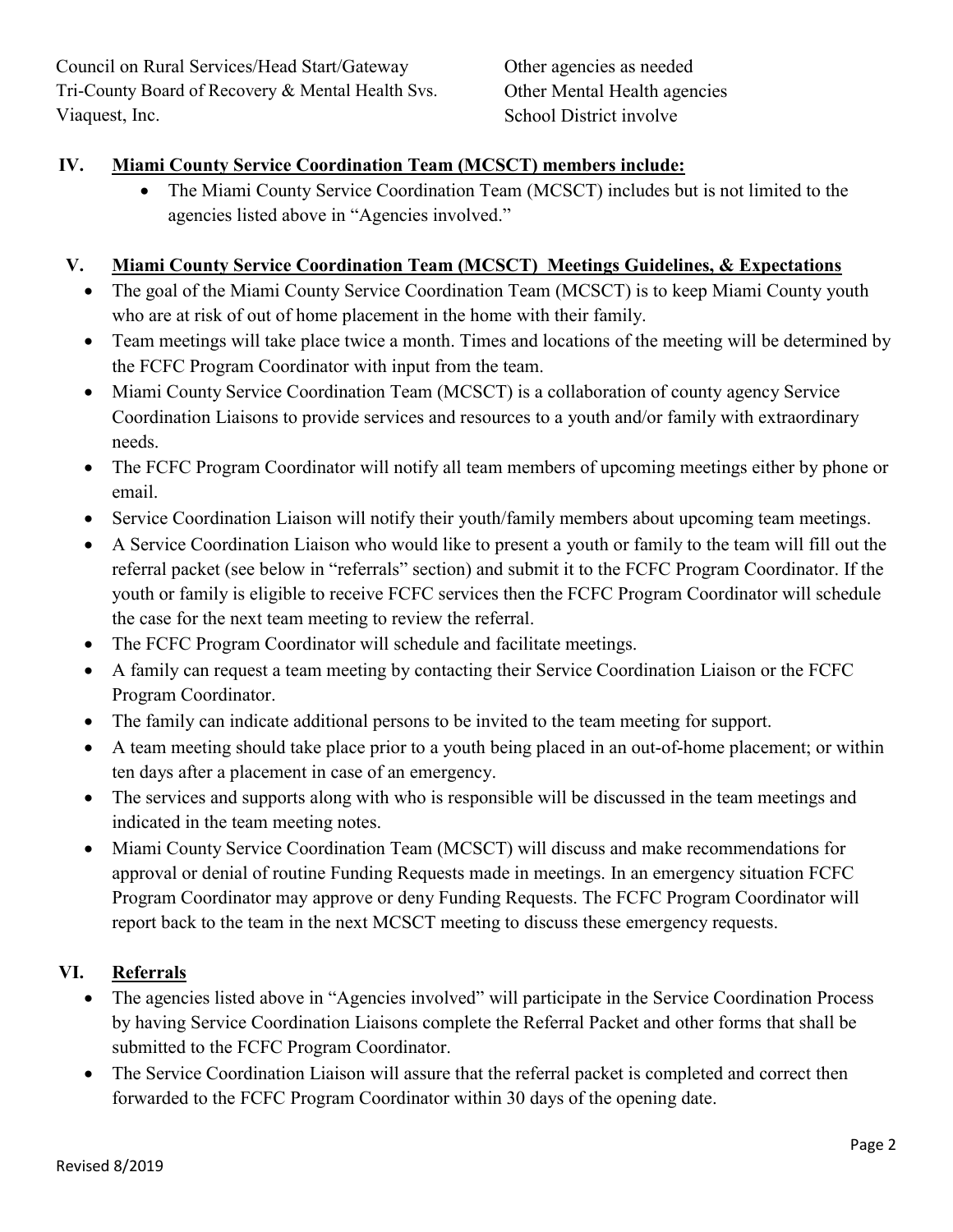Council on Rural Services/Head Start/Gateway
Tri-County Board of Recovery & Mental Health Svs.
Viaquest, Inc.
Other agencies as needed
Other Mental Health agencies
School District involve

## IV. Miami County Service Coordination Team (MCSCT) members include:

- The Miami County Service Coordination Team (MCSCT) includes but is not limited to the agencies listed above in "Agencies involved."

## V. Miami County Service Coordination Team (MCSCT) Meetings Guidelines, & Expectations

- The goal of the Miami County Service Coordination Team (MCSCT) is to keep Miami County youth who are at risk of out of home placement in the home with their family.
- Team meetings will take place twice a month. Times and locations of the meeting will be determined by the FCFC Program Coordinator with input from the team.
- Miami County Service Coordination Team (MCSCT) is a collaboration of county agency Service Coordination Liaisons to provide services and resources to a youth and/or family with extraordinary needs.
- The FCFC Program Coordinator will notify all team members of upcoming meetings either by phone or email.
- Service Coordination Liaison will notify their youth/family members about upcoming team meetings.
- A Service Coordination Liaison who would like to present a youth or family to the team will fill out the referral packet (see below in "referrals" section) and submit it to the FCFC Program Coordinator. If the youth or family is eligible to receive FCFC services then the FCFC Program Coordinator will schedule the case for the next team meeting to review the referral.
- The FCFC Program Coordinator will schedule and facilitate meetings.
- A family can request a team meeting by contacting their Service Coordination Liaison or the FCFC Program Coordinator.
- The family can indicate additional persons to be invited to the team meeting for support.
- A team meeting should take place prior to a youth being placed in an out-of-home placement; or within ten days after a placement in case of an emergency.
- The services and supports along with who is responsible will be discussed in the team meetings and indicated in the team meeting notes.
- Miami County Service Coordination Team (MCSCT) will discuss and make recommendations for approval or denial of routine Funding Requests made in meetings. In an emergency situation FCFC Program Coordinator may approve or deny Funding Requests. The FCFC Program Coordinator will report back to the team in the next MCSCT meeting to discuss these emergency requests.

## VI. Referrals

- The agencies listed above in "Agencies involved" will participate in the Service Coordination Process by having Service Coordination Liaisons complete the Referral Packet and other forms that shall be submitted to the FCFC Program Coordinator.
- The Service Coordination Liaison will assure that the referral packet is completed and correct then forwarded to the FCFC Program Coordinator within 30 days of the opening date.

Revised 8/2019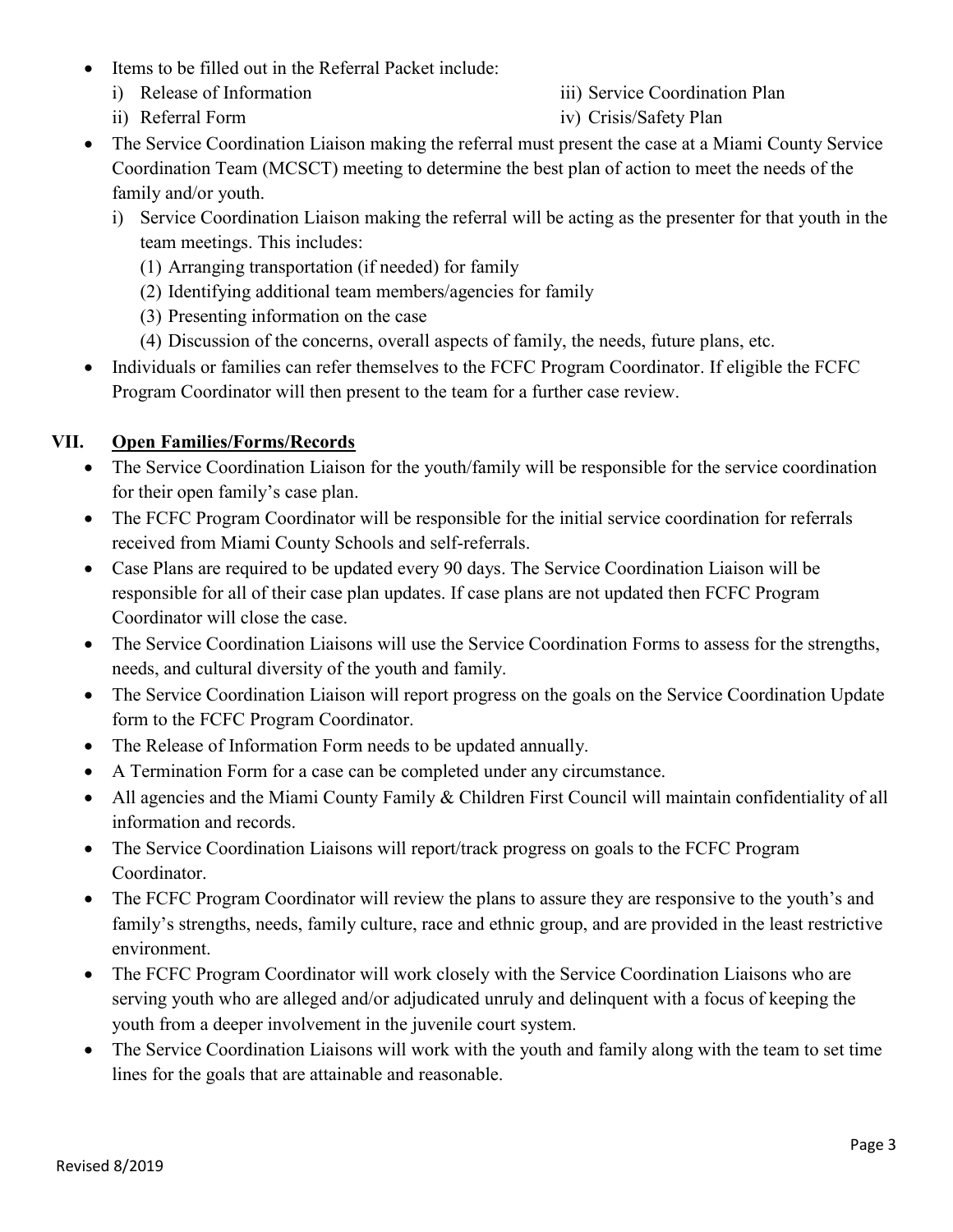- Items to be filled out in the Referral Packet include:
  i) Release of Information
  ii) Referral Form
  iii) Service Coordination Plan
  iv) Crisis/Safety Plan
- The Service Coordination Liaison making the referral must present the case at a Miami County Service Coordination Team (MCSCT) meeting to determine the best plan of action to meet the needs of the family and/or youth.
  i) Service Coordination Liaison making the referral will be acting as the presenter for that youth in the team meetings. This includes:
     (1) Arranging transportation (if needed) for family
     (2) Identifying additional team members/agencies for family
     (3) Presenting information on the case
     (4) Discussion of the concerns, overall aspects of family, the needs, future plans, etc.
- Individuals or families can refer themselves to the FCFC Program Coordinator. If eligible the FCFC Program Coordinator will then present to the team for a further case review.

## VII. Open Families/Forms/Records

- The Service Coordination Liaison for the youth/family will be responsible for the service coordination for their open family's case plan.
- The FCFC Program Coordinator will be responsible for the initial service coordination for referrals received from Miami County Schools and self-referrals.
- Case Plans are required to be updated every 90 days. The Service Coordination Liaison will be responsible for all of their case plan updates. If case plans are not updated then FCFC Program Coordinator will close the case.
- The Service Coordination Liaisons will use the Service Coordination Forms to assess for the strengths, needs, and cultural diversity of the youth and family.
- The Service Coordination Liaison will report progress on the goals on the Service Coordination Update form to the FCFC Program Coordinator.
- The Release of Information Form needs to be updated annually.
- A Termination Form for a case can be completed under any circumstance.
- All agencies and the Miami County Family & Children First Council will maintain confidentiality of all information and records.
- The Service Coordination Liaisons will report/track progress on goals to the FCFC Program Coordinator.
- The FCFC Program Coordinator will review the plans to assure they are responsive to the youth's and family's strengths, needs, family culture, race and ethnic group, and are provided in the least restrictive environment.
- The FCFC Program Coordinator will work closely with the Service Coordination Liaisons who are serving youth who are alleged and/or adjudicated unruly and delinquent with a focus of keeping the youth from a deeper involvement in the juvenile court system.
- The Service Coordination Liaisons will work with the youth and family along with the team to set time lines for the goals that are attainable and reasonable.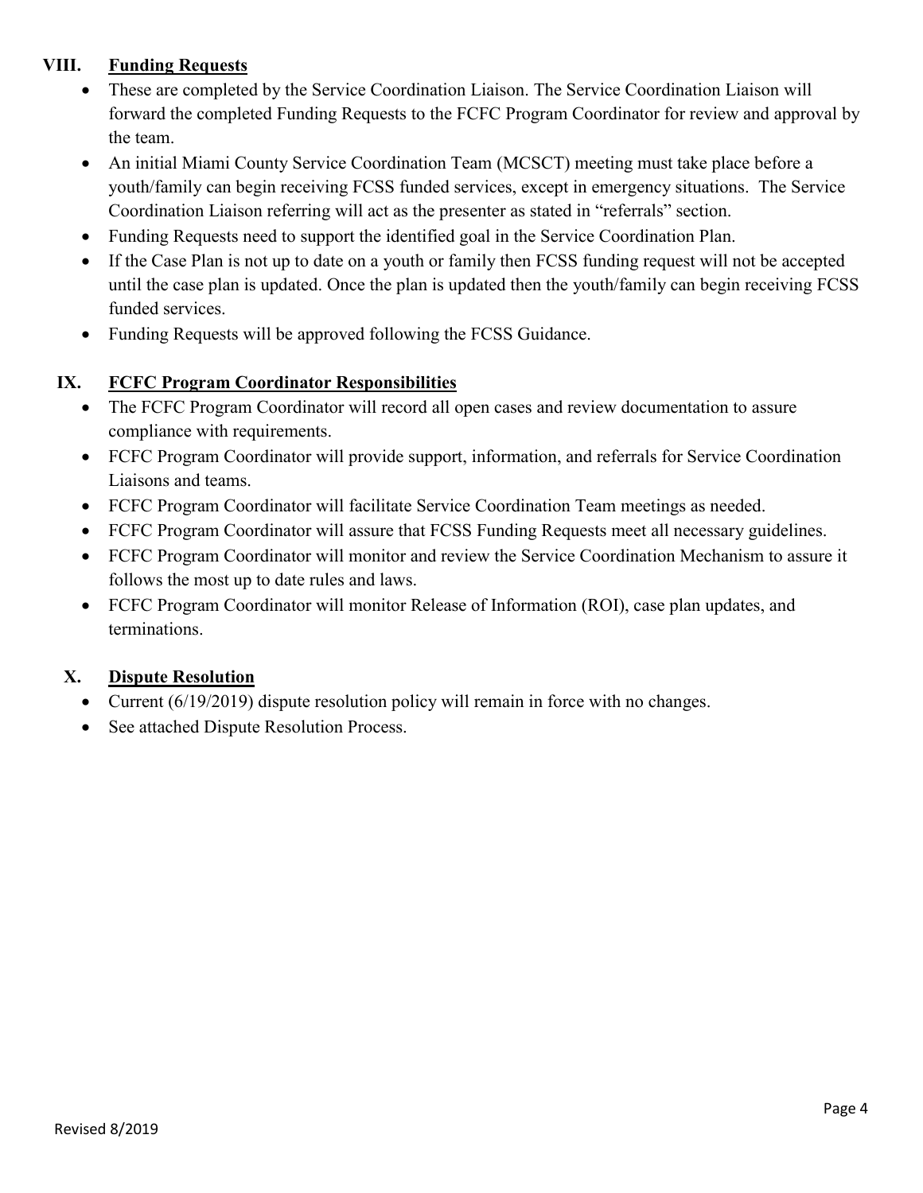## VIII. Funding Requests

- These are completed by the Service Coordination Liaison. The Service Coordination Liaison will forward the completed Funding Requests to the FCFC Program Coordinator for review and approval by the team.
- An initial Miami County Service Coordination Team (MCSCT) meeting must take place before a youth/family can begin receiving FCSS funded services, except in emergency situations. The Service Coordination Liaison referring will act as the presenter as stated in "referrals" section.
- Funding Requests need to support the identified goal in the Service Coordination Plan.
- If the Case Plan is not up to date on a youth or family then FCSS funding request will not be accepted until the case plan is updated. Once the plan is updated then the youth/family can begin receiving FCSS funded services.
- Funding Requests will be approved following the FCSS Guidance.

## IX. FCFC Program Coordinator Responsibilities

- The FCFC Program Coordinator will record all open cases and review documentation to assure compliance with requirements.
- FCFC Program Coordinator will provide support, information, and referrals for Service Coordination Liaisons and teams.
- FCFC Program Coordinator will facilitate Service Coordination Team meetings as needed.
- FCFC Program Coordinator will assure that FCSS Funding Requests meet all necessary guidelines.
- FCFC Program Coordinator will monitor and review the Service Coordination Mechanism to assure it follows the most up to date rules and laws.
- FCFC Program Coordinator will monitor Release of Information (ROI), case plan updates, and terminations.

## X. Dispute Resolution

- Current (6/19/2019) dispute resolution policy will remain in force with no changes.
- See attached Dispute Resolution Process.

Revised 8/2019